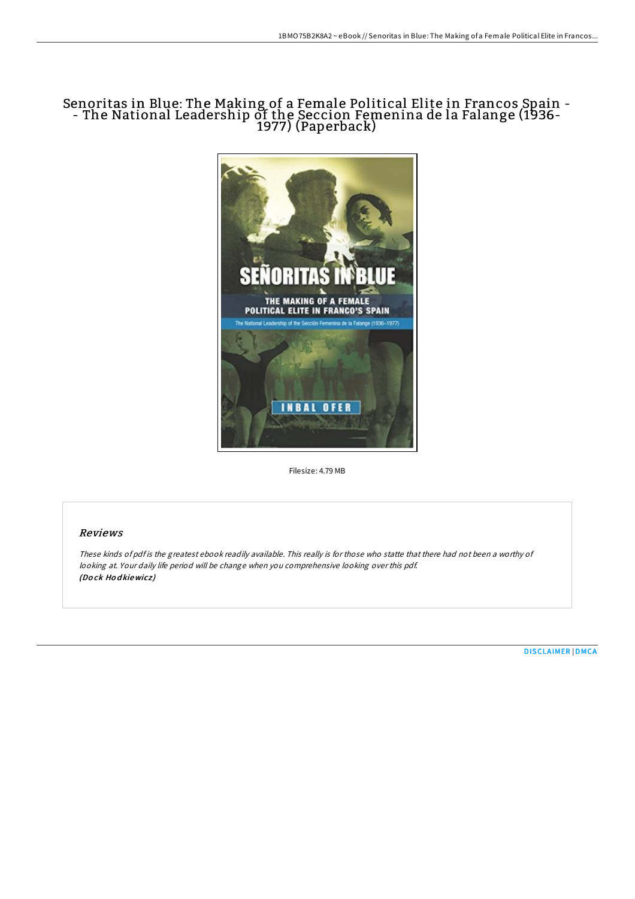# Senoritas in Blue: The Making of a Female Political Elite in Francos Spain -- The National Leadership of the Seccion Femenina de la Falange (1936-1977) (Paperback)

Filesize: 4.79 MB

## Reviews

*These kinds of pdf is the greatest ebook readily available. This really is for those who statte that there had not been a worthy of looking at. Your daily life period will be change when you comprehensive looking over this pdf.*
***(Dock Hodkiewicz)***

DISCLAIMER | DMCA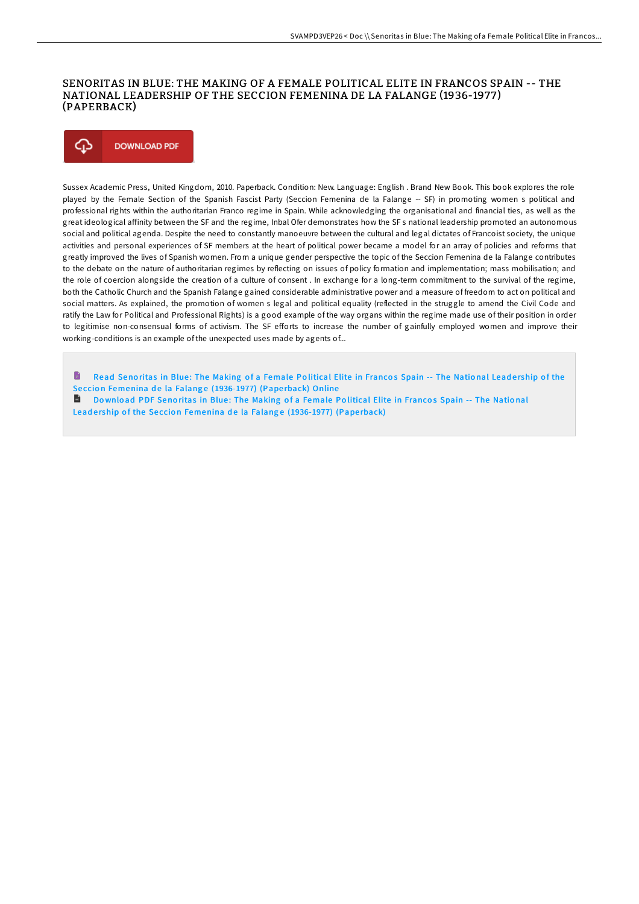# SENORITAS IN BLUE: THE MAKING OF A FEMALE POLITICAL ELITE IN FRANCOS SPAIN -- THE NATIONAL LEADERSHIP OF THE SECCION FEMENINA DE LA FALANGE (1936-1977) (PAPERBACK)

DOWNLOAD PDF

Sussex Academic Press, United Kingdom, 2010. Paperback. Condition: New. Language: English . Brand New Book. This book explores the role played by the Female Section of the Spanish Fascist Party (Seccion Femenina de la Falange -- SF) in promoting women s political and professional rights within the authoritarian Franco regime in Spain. While acknowledging the organisational and financial ties, as well as the great ideological affinity between the SF and the regime, Inbal Ofer demonstrates how the SF s national leadership promoted an autonomous social and political agenda. Despite the need to constantly manoeuvre between the cultural and legal dictates of Francoist society, the unique activities and personal experiences of SF members at the heart of political power became a model for an array of policies and reforms that greatly improved the lives of Spanish women. From a unique gender perspective the topic of the Seccion Femenina de la Falange contributes to the debate on the nature of authoritarian regimes by reflecting on issues of policy formation and implementation; mass mobilisation; and the role of coercion alongside the creation of a culture of consent . In exchange for a long-term commitment to the survival of the regime, both the Catholic Church and the Spanish Falange gained considerable administrative power and a measure of freedom to act on political and social matters. As explained, the promotion of women s legal and political equality (reflected in the struggle to amend the Civil Code and ratify the Law for Political and Professional Rights) is a good example of the way organs within the regime made use of their position in order to legitimise non-consensual forms of activism. The SF efforts to increase the number of gainfully employed women and improve their working-conditions is an example of the unexpected uses made by agents of...

Read Senoritas in Blue: The Making of a Female Political Elite in Francos Spain -- The National Leadership of the Seccion Femenina de la Falange (1936-1977) (Paperback) Online

Download PDF Senoritas in Blue: The Making of a Female Political Elite in Francos Spain -- The National Leadership of the Seccion Femenina de la Falange (1936-1977) (Paperback)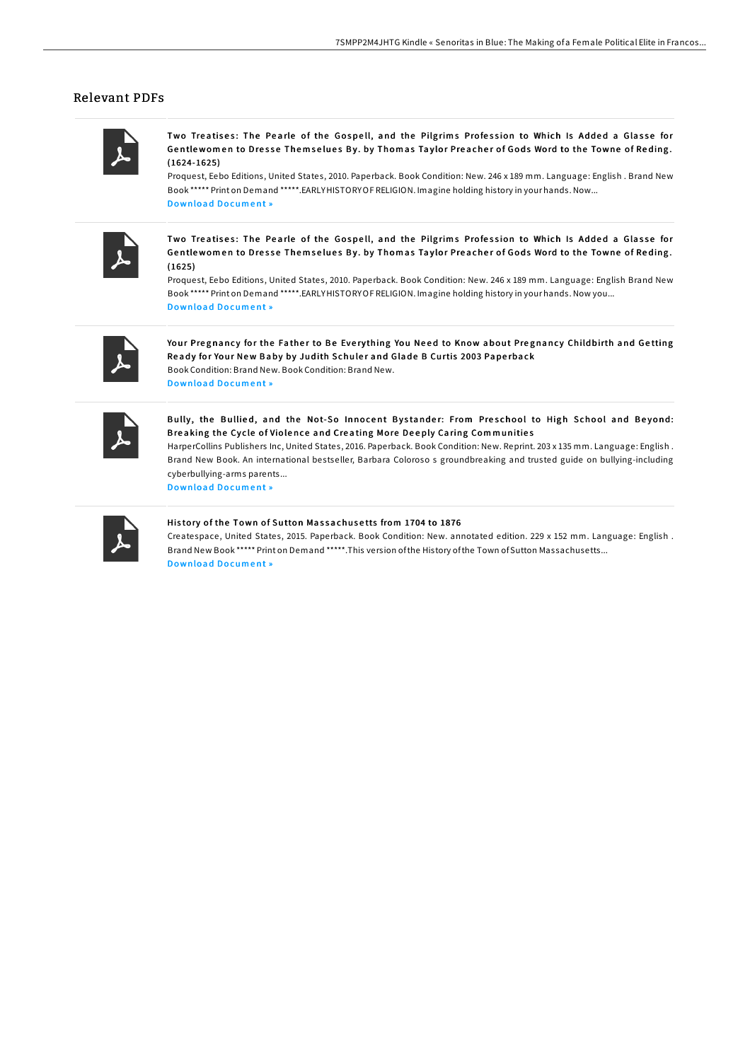## Relevant PDFs

**Two Treatises: The Pearle of the Gospell, and the Pilgrims Profession to Which Is Added a Glasse for Gentlewomen to Dresse Themselues By. by Thomas Taylor Preacher of Gods Word to the Towne of Reding. (1624-1625)**

Proquest, Eebo Editions, United States, 2010. Paperback. Book Condition: New. 246 x 189 mm. Language: English . Brand New Book ***** Print on Demand *****.EARLY HISTORY OF RELIGION. Imagine holding history in your hands. Now...

Download Document »

**Two Treatises: The Pearle of the Gospell, and the Pilgrims Profession to Which Is Added a Glasse for Gentlewomen to Dresse Themselues By. by Thomas Taylor Preacher of Gods Word to the Towne of Reding. (1625)**

Proquest, Eebo Editions, United States, 2010. Paperback. Book Condition: New. 246 x 189 mm. Language: English Brand New Book ***** Print on Demand *****.EARLY HISTORY OF RELIGION. Imagine holding history in your hands. Now you...

Download Document »

**Your Pregnancy for the Father to Be Everything You Need to Know about Pregnancy Childbirth and Getting Ready for Your New Baby by Judith Schuler and Glade B Curtis 2003 Paperback**

Book Condition: Brand New. Book Condition: Brand New.

Download Document »

**Bully, the Bullied, and the Not-So Innocent Bystander: From Preschool to High School and Beyond: Breaking the Cycle of Violence and Creating More Deeply Caring Communities**

HarperCollins Publishers Inc, United States, 2016. Paperback. Book Condition: New. Reprint. 203 x 135 mm. Language: English . Brand New Book. An international bestseller, Barbara Coloroso s groundbreaking and trusted guide on bullying-including cyberbullying-arms parents...

Download Document »

**History of the Town of Sutton Massachusetts from 1704 to 1876**

Createspace, United States, 2015. Paperback. Book Condition: New. annotated edition. 229 x 152 mm. Language: English . Brand New Book ***** Print on Demand *****.This version of the History of the Town of Sutton Massachusetts...

Download Document »